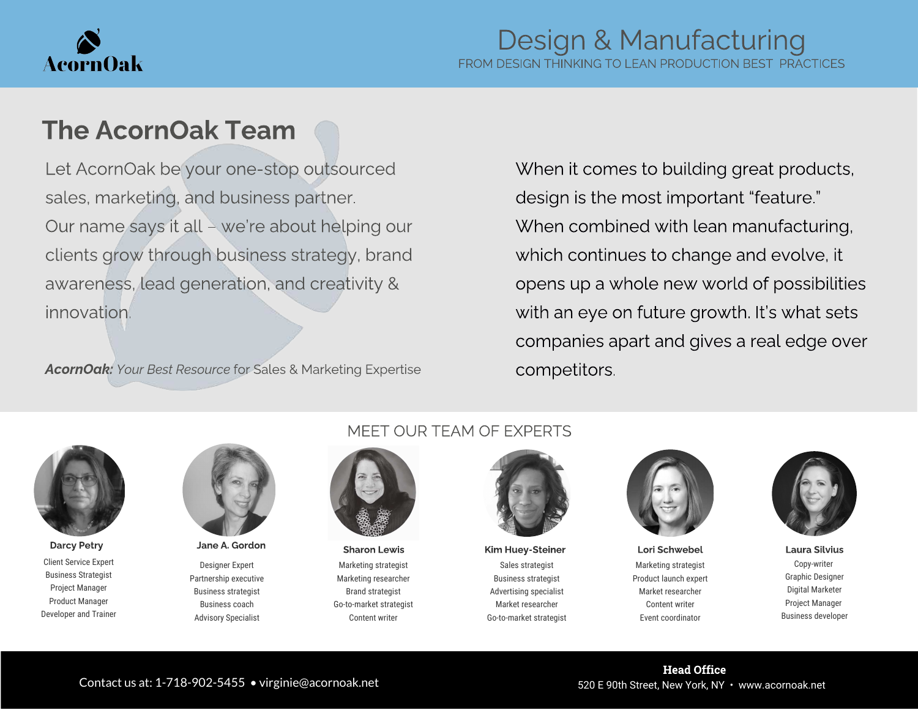AcornOak

# Design & Manufacturing

FROM DESIGN THINKING TO LEAN PRODUCTION BEST PRACTICES

## The AcornOak Team

Let AcornOak be your one-stop outsourced sales, marketing, and business partner. Our name says it all – we're about helping our clients grow through business strategy, brand awareness, lead generation, and creativity & innovation.

***AcornOak:*** *Your Best Resource* for Sales & Marketing Expertise

When it comes to building great products, design is the most important "feature." When combined with lean manufacturing, which continues to change and evolve, it opens up a whole new world of possibilities with an eye on future growth. It's what sets companies apart and gives a real edge over competitors.

## MEET OUR TEAM OF EXPERTS

**Darcy Petry**
Client Service Expert
Business Strategist
Project Manager
Product Manager
Developer and Trainer

**Jane A. Gordon**
Designer Expert
Partnership executive
Business strategist
Business coach
Advisory Specialist

**Sharon Lewis**
Marketing strategist
Marketing researcher
Brand strategist
Go-to-market strategist
Content writer

**Kim Huey-Steiner**
Sales strategist
Business strategist
Advertising specialist
Market researcher
Go-to-market strategist

**Lori Schwebel**
Marketing strategist
Product launch expert
Market researcher
Content writer
Event coordinator

**Laura Silvius**
Copy-writer
Graphic Designer
Digital Marketer
Project Manager
Business developer

Contact us at: 1-718-902-5455 • virginie@acornoak.net

**Head Office**
520 E 90th Street, New York, NY • www.acornoak.net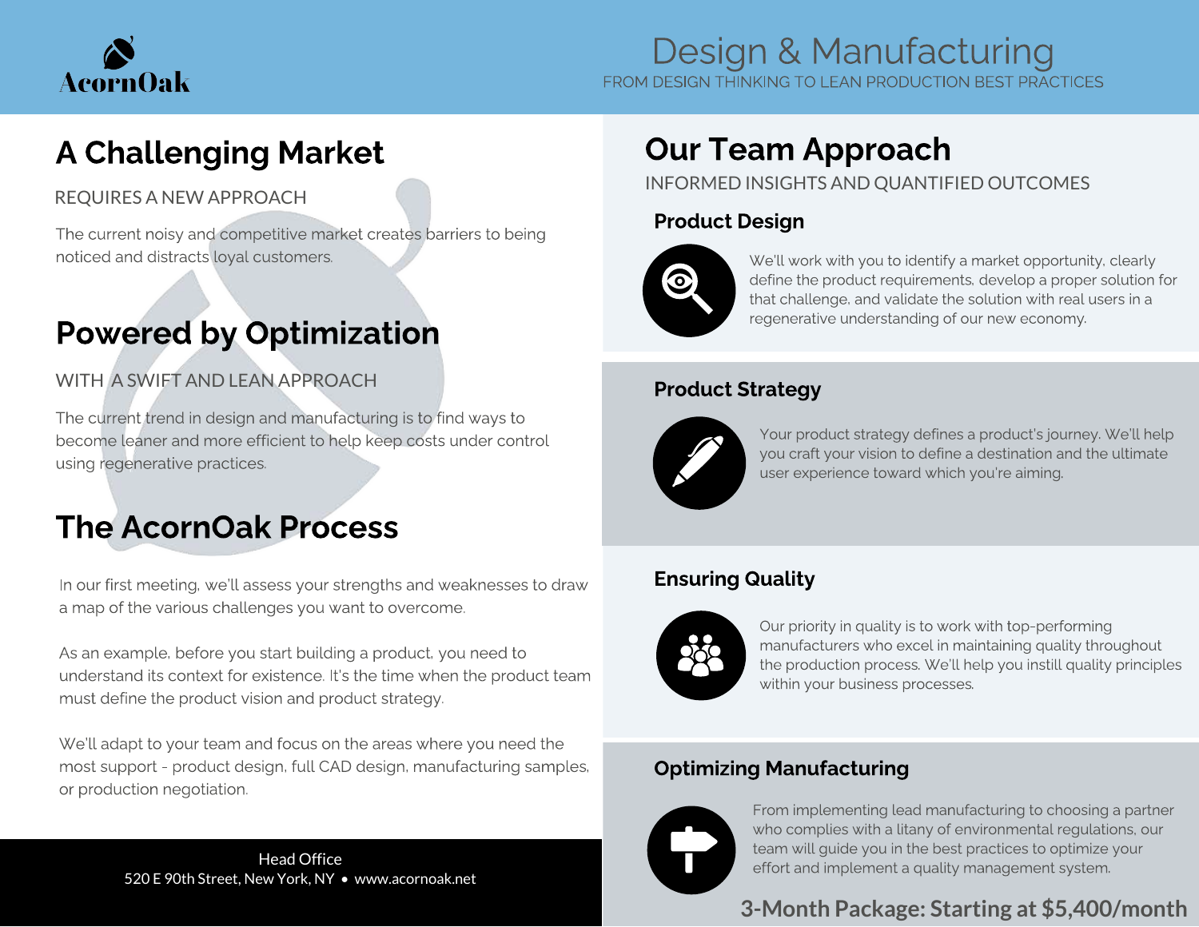AcornOak

# Design & Manufacturing

FROM DESIGN THINKING TO LEAN PRODUCTION BEST PRACTICES

## A Challenging Market

REQUIRES A NEW APPROACH

The current noisy and competitive market creates barriers to being noticed and distracts loyal customers.

## Powered by Optimization

WITH A SWIFT AND LEAN APPROACH

The current trend in design and manufacturing is to find ways to become leaner and more efficient to help keep costs under control using regenerative practices.

## The AcornOak Process

In our first meeting, we'll assess your strengths and weaknesses to draw a map of the various challenges you want to overcome.

As an example, before you start building a product, you need to understand its context for existence. It's the time when the product team must define the product vision and product strategy.

We'll adapt to your team and focus on the areas where you need the most support - product design, full CAD design, manufacturing samples, or production negotiation.

Head Office
520 E 90th Street, New York, NY • www.acornoak.net

## Our Team Approach

INFORMED INSIGHTS AND QUANTIFIED OUTCOMES

### Product Design

We'll work with you to identify a market opportunity, clearly define the product requirements, develop a proper solution for that challenge, and validate the solution with real users in a regenerative understanding of our new economy.

### Product Strategy

Your product strategy defines a product's journey. We'll help you craft your vision to define a destination and the ultimate user experience toward which you're aiming.

### Ensuring Quality

Our priority in quality is to work with top-performing manufacturers who excel in maintaining quality throughout the production process. We'll help you instill quality principles within your business processes.

### Optimizing Manufacturing

From implementing lead manufacturing to choosing a partner who complies with a litany of environmental regulations, our team will guide you in the best practices to optimize your effort and implement a quality management system.

**3-Month Package: Starting at $5,400/month**